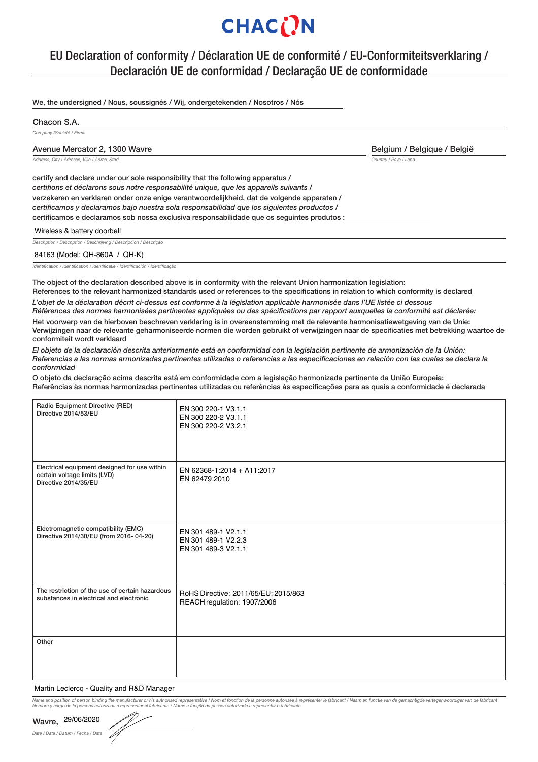# CHACON

## EU Declaration of conformity / Déclaration UE de conformité / EU-Conformiteitsverklaring / Declaración UE de conformidad / Declaração UE de conformidade

We, the undersigned / Nous, soussignés / Wij, ondergetekenden / Nosotros / Nós

Chacon S.A.

*Company /Société / Firma*

Avenue Mercator 2, 1300 Wavre

*Address, City / Adresse, Ville / Adres, Stad*

Belgium / Belgique / België

*Country / Pays / Land*

certify and declare under our sole responsibility that the following apparatus /
*certifions et déclarons sous notre responsabilité unique, que les appareils suivants /*
verzekeren en verklaren onder onze enige verantwoordelijkheid, dat de volgende apparaten /
*certificamos y declaramos bajo nuestra sola responsabilidad que los siguientes productos /*
certificamos e declaramos sob nossa exclusiva responsabilidade que os seguintes produtos :

Wireless & battery doorbell

*Description / Description / Beschrijving / Descripción / Descrição*

84163 (Model: QH-860A / QH-K)

*Identification / Identification / Identificatie / Identificación / Identificação*

The object of the declaration described above is in conformity with the relevant Union harmonization legislation:
References to the relevant harmonized standards used or references to the specifications in relation to which conformity is declared

*L'objet de la déclaration décrit ci-dessus est conforme à la législation applicable harmonisée dans l'UE listée ci dessous*
*Références des normes harmonisées pertinentes appliquées ou des spécifications par rapport auxquelles la conformité est déclarée:*

Het voorwerp van de hierboven beschreven verklaring is in overeenstemming met de relevante harmonisatiewetgeving van de Unie:
Verwijzingen naar de relevante geharmoniseerde normen die worden gebruikt of verwijzingen naar de specificaties met betrekking waartoe de conformiteit wordt verklaard

*El objeto de la declaración descrita anteriormente está en conformidad con la legislación pertinente de armonización de la Unión:*
*Referencias a las normas armonizadas pertinentes utilizadas o referencias a las especificaciones en relación con las cuales se declara la conformidad*

O objeto da declaração acima descrita está em conformidade com a legislação harmonizada pertinente da União Europeia:
Referências às normas harmonizadas pertinentes utilizadas ou referências às especificações para as quais a conformidade é declarada

| | |
|---|---|
| Radio Equipment Directive (RED)<br>Directive 2014/53/EU | EN 300 220-1 V3.1.1<br>EN 300 220-2 V3.1.1<br>EN 300 220-2 V3.2.1 |
| Electrical equipment designed for use within certain voltage limits (LVD)<br>Directive 2014/35/EU | EN 62368-1:2014 + A11:2017<br>EN 62479:2010 |
| Electromagnetic compatibility (EMC)<br>Directive 2014/30/EU (from 2016- 04-20) | EN 301 489-1 V2.1.1<br>EN 301 489-1 V2.2.3<br>EN 301 489-3 V2.1.1 |
| The restriction of the use of certain hazardous substances in electrical and electronic | RoHS Directive: 2011/65/EU; 2015/863<br>REACH regulation: 1907/2006 |
| Other | |

Martin Leclercq - Quality and R&D Manager

*Name and position of person binding the manufacturer or his authorised representative / Nom et fonction de la personne autorisée à représenter le fabricant / Naam en functie van de gemachtigde vertegenwoordiger van de fabricant Nombre y cargo de la persona autorizada a representar al fabricante / Nome e função da pessoa autorizada a representar o fabricante*

Wavre, 29/06/2020

*Date / Date / Datum / Fecha / Data*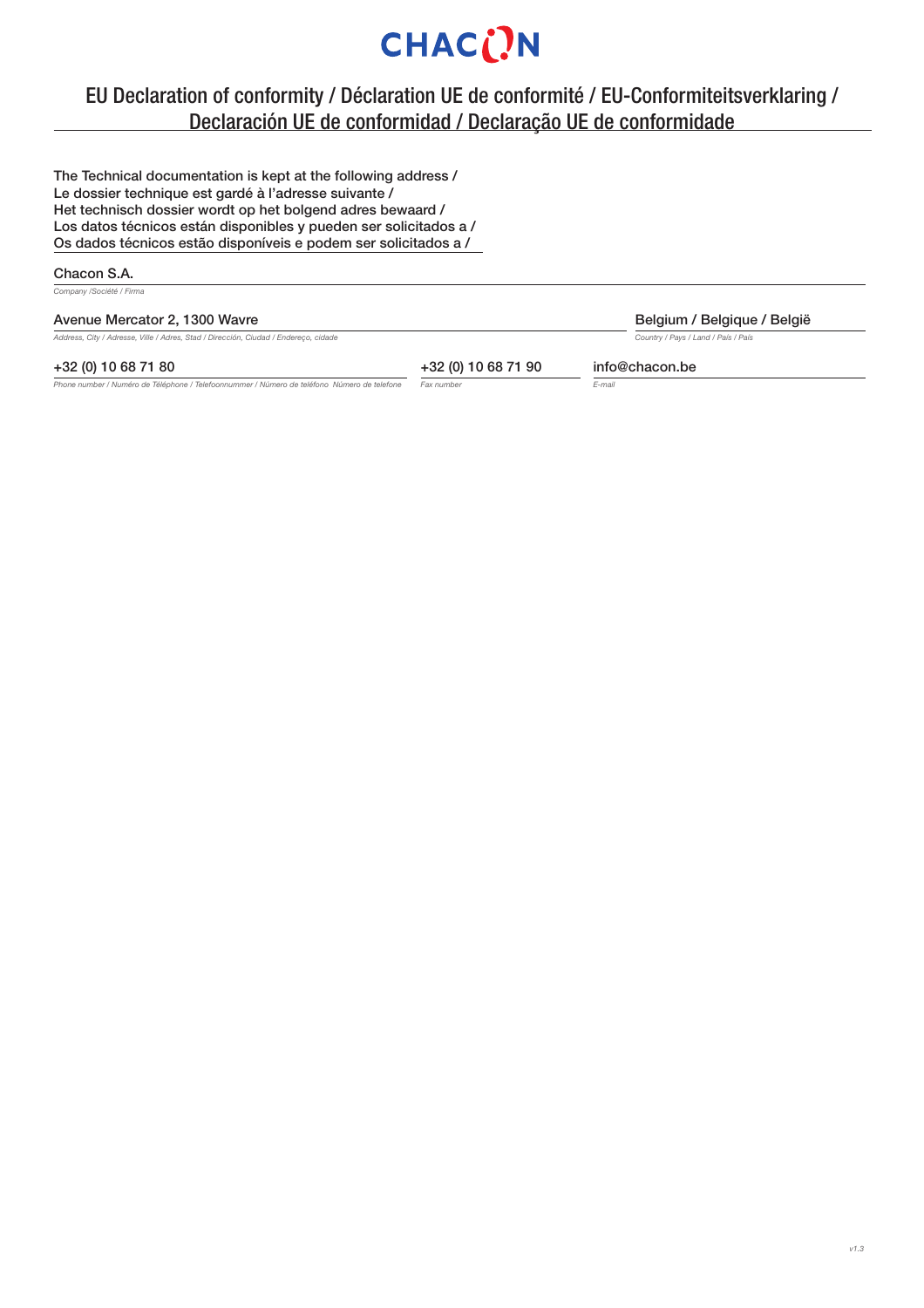CHACON

# EU Declaration of conformity / Déclaration UE de conformité / EU-Conformiteitsverklaring / Declaración UE de conformidad / Declaração UE de conformidade

The Technical documentation is kept at the following address /
Le dossier technique est gardé à l'adresse suivante /
Het technisch dossier wordt op het bolgend adres bewaard /
Los datos técnicos están disponibles y pueden ser solicitados a /
Os dados técnicos estão disponíveis e podem ser solicitados a /

Chacon S.A.
*Company /Société / Firma*

Avenue Mercator 2, 1300 Wavre
*Address, City / Adresse, Ville / Adres, Stad / Dirección, Ciudad / Endereço, cidade*

Belgium / Belgique / België
*Country / Pays / Land / País / País*

+32 (0) 10 68 71 80
*Phone number / Numéro de Téléphone / Telefoonnummer / Número de teléfono Número de telefone*

+32 (0) 10 68 71 90
*Fax number*

info@chacon.be
*E-mail*

v1.3